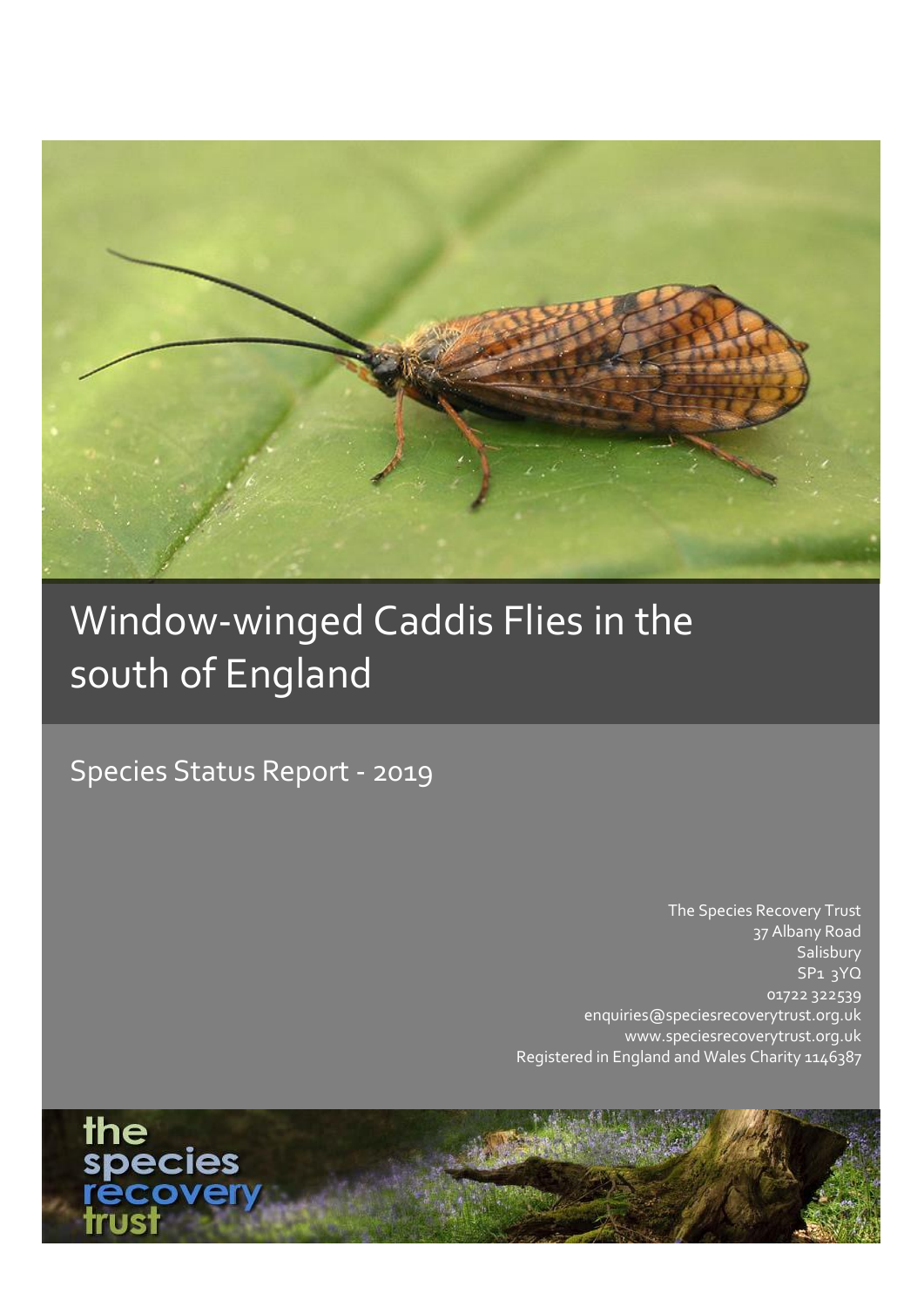# Window-winged Caddis Flies in the south of England

## Species Status Report - 2019

The Species Recovery Trust
37 Albany Road
Salisbury
SP1 3YQ
01722 322539
enquiries@speciesrecoverytrust.org.uk
www.speciesrecoverytrust.org.uk
Registered in England and Wales Charity 1146387

the species recovery trust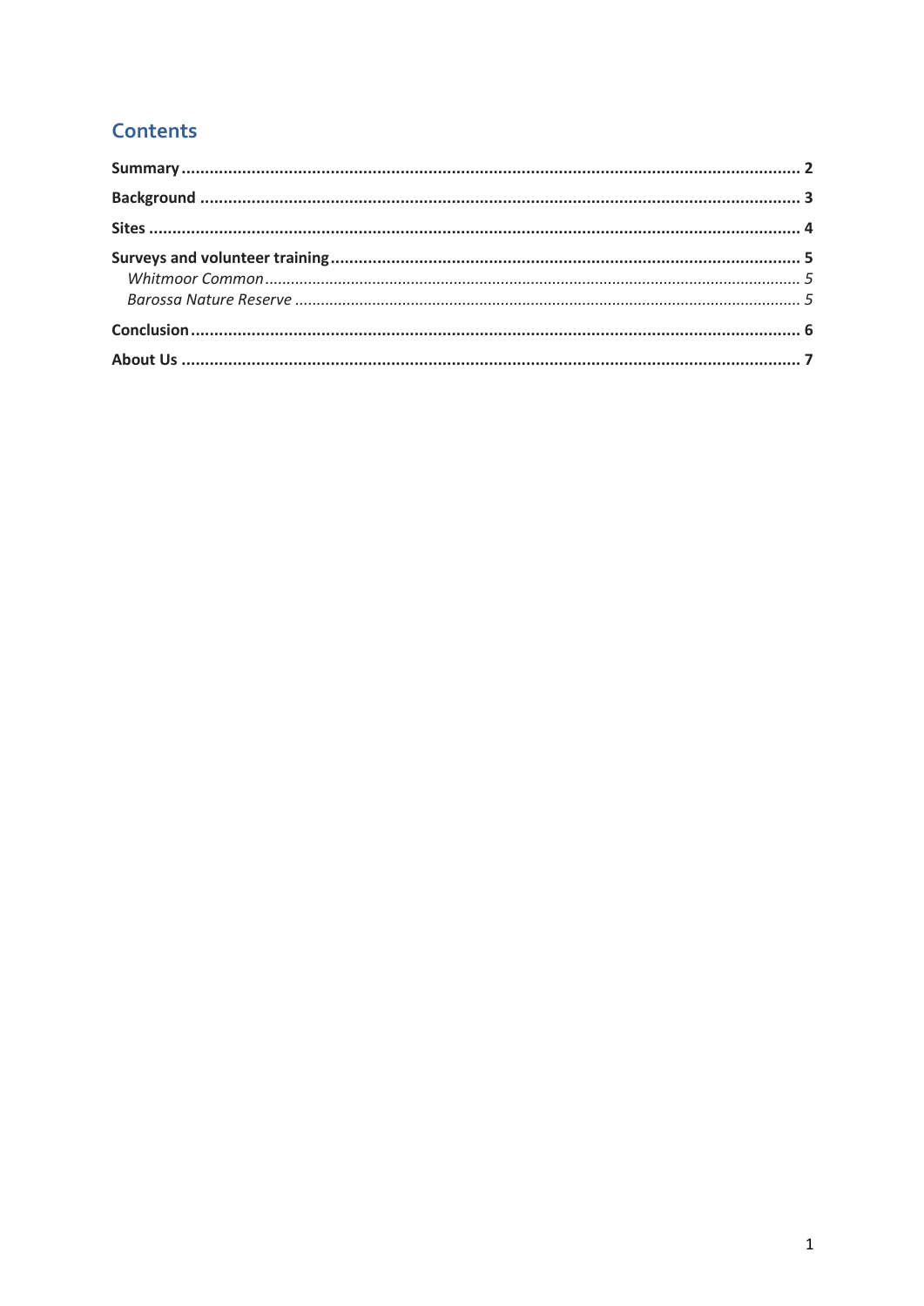## Contents

**Summary** ........................................................................ **2**

**Background** ........................................................................ **3**

**Sites** ........................................................................ **4**

**Surveys and volunteer training** ........................................................................ **5**

*Whitmoor Common* ........................................................................ *5*

*Barossa Nature Reserve* ........................................................................ *5*

**Conclusion** ........................................................................ **6**

**About Us** ........................................................................ **7**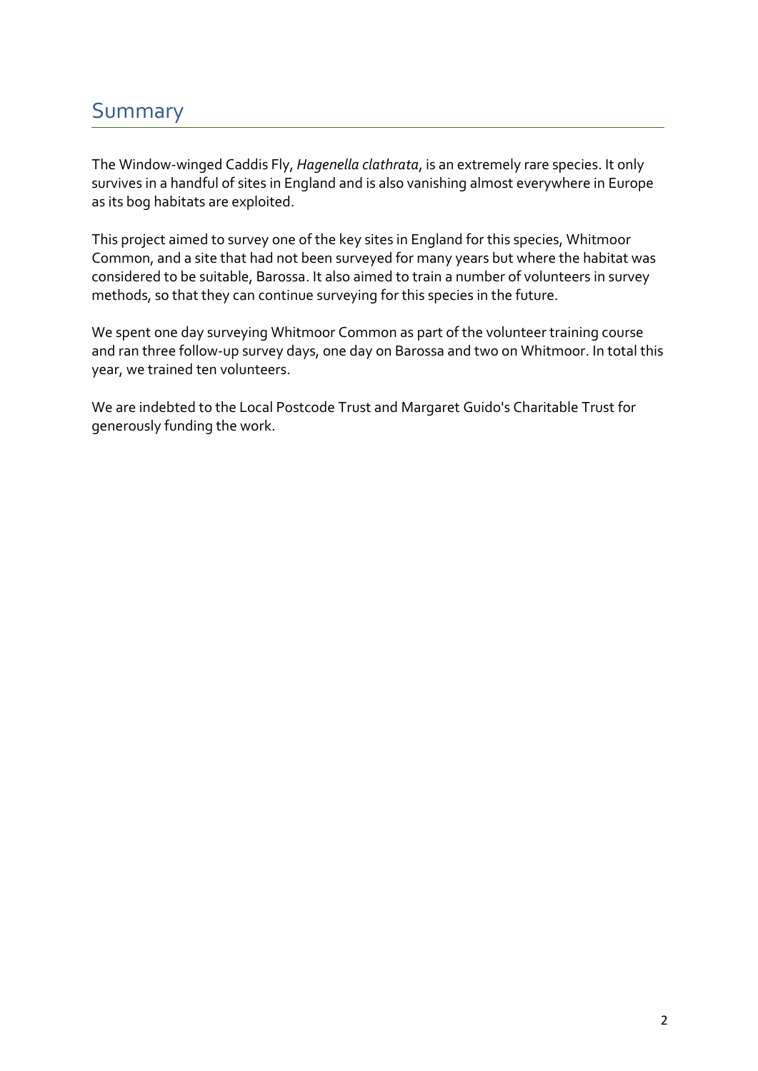## Summary

The Window-winged Caddis Fly, *Hagenella clathrata*, is an extremely rare species. It only survives in a handful of sites in England and is also vanishing almost everywhere in Europe as its bog habitats are exploited.

This project aimed to survey one of the key sites in England for this species, Whitmoor Common, and a site that had not been surveyed for many years but where the habitat was considered to be suitable, Barossa. It also aimed to train a number of volunteers in survey methods, so that they can continue surveying for this species in the future.

We spent one day surveying Whitmoor Common as part of the volunteer training course and ran three follow-up survey days, one day on Barossa and two on Whitmoor. In total this year, we trained ten volunteers.

We are indebted to the Local Postcode Trust and Margaret Guido's Charitable Trust for generously funding the work.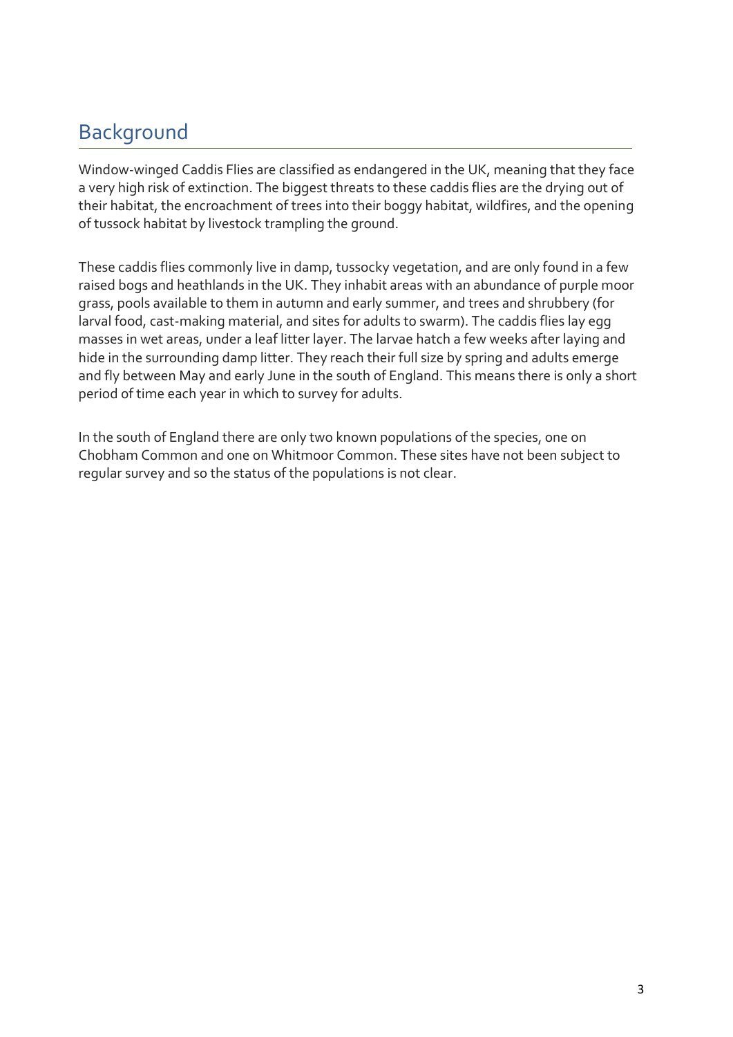## Background

Window-winged Caddis Flies are classified as endangered in the UK, meaning that they face a very high risk of extinction. The biggest threats to these caddis flies are the drying out of their habitat, the encroachment of trees into their boggy habitat, wildfires, and the opening of tussock habitat by livestock trampling the ground.

These caddis flies commonly live in damp, tussocky vegetation, and are only found in a few raised bogs and heathlands in the UK. They inhabit areas with an abundance of purple moor grass, pools available to them in autumn and early summer, and trees and shrubbery (for larval food, cast-making material, and sites for adults to swarm). The caddis flies lay egg masses in wet areas, under a leaf litter layer. The larvae hatch a few weeks after laying and hide in the surrounding damp litter. They reach their full size by spring and adults emerge and fly between May and early June in the south of England. This means there is only a short period of time each year in which to survey for adults.

In the south of England there are only two known populations of the species, one on Chobham Common and one on Whitmoor Common. These sites have not been subject to regular survey and so the status of the populations is not clear.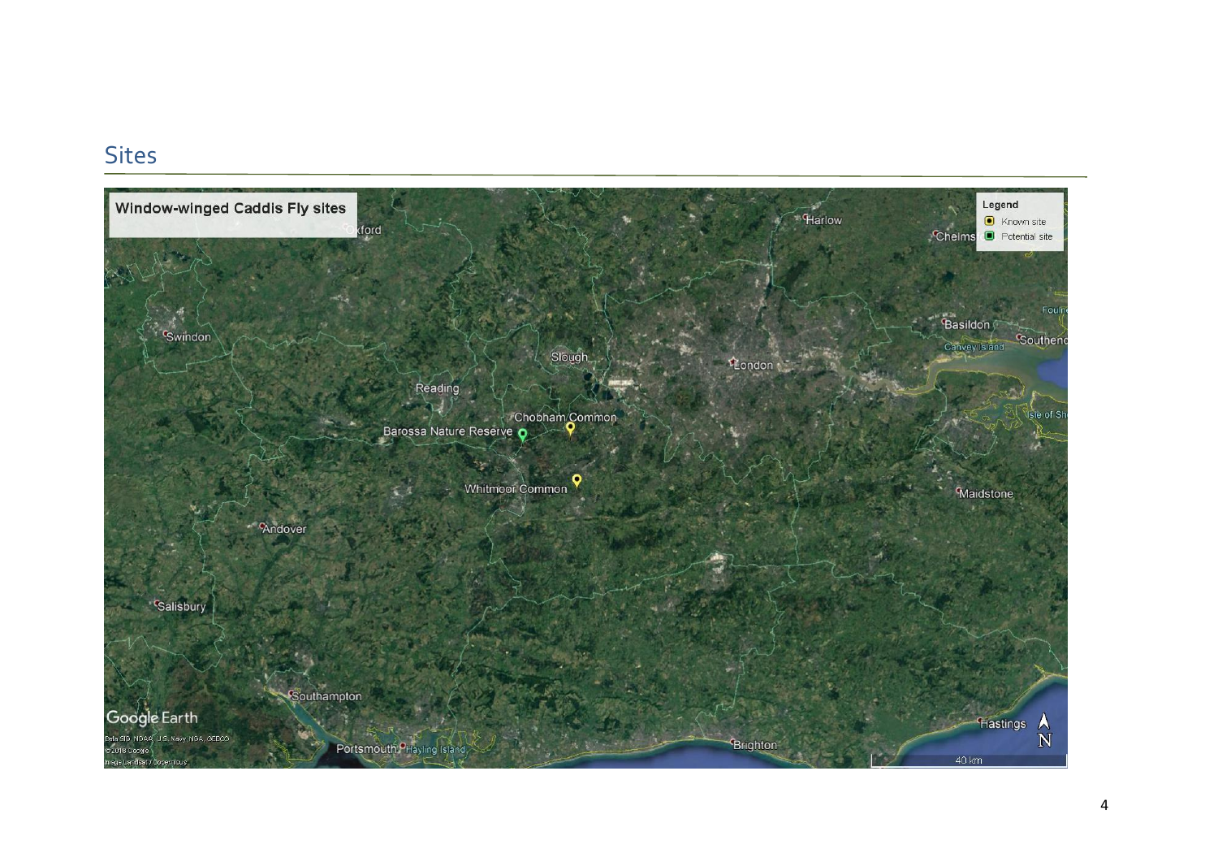## Sites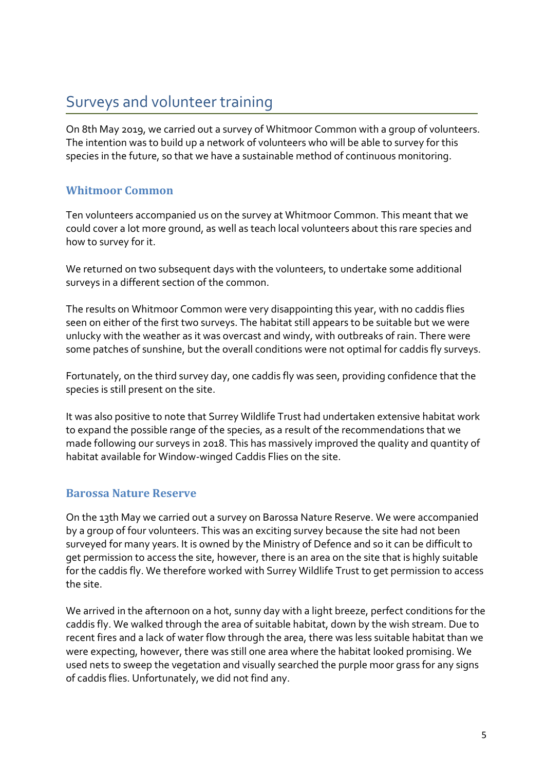## Surveys and volunteer training

On 8th May 2019, we carried out a survey of Whitmoor Common with a group of volunteers. The intention was to build up a network of volunteers who will be able to survey for this species in the future, so that we have a sustainable method of continuous monitoring.

### Whitmoor Common

Ten volunteers accompanied us on the survey at Whitmoor Common. This meant that we could cover a lot more ground, as well as teach local volunteers about this rare species and how to survey for it.

We returned on two subsequent days with the volunteers, to undertake some additional surveys in a different section of the common.

The results on Whitmoor Common were very disappointing this year, with no caddis flies seen on either of the first two surveys. The habitat still appears to be suitable but we were unlucky with the weather as it was overcast and windy, with outbreaks of rain. There were some patches of sunshine, but the overall conditions were not optimal for caddis fly surveys.

Fortunately, on the third survey day, one caddis fly was seen, providing confidence that the species is still present on the site.

It was also positive to note that Surrey Wildlife Trust had undertaken extensive habitat work to expand the possible range of the species, as a result of the recommendations that we made following our surveys in 2018. This has massively improved the quality and quantity of habitat available for Window-winged Caddis Flies on the site.

### Barossa Nature Reserve

On the 13th May we carried out a survey on Barossa Nature Reserve. We were accompanied by a group of four volunteers. This was an exciting survey because the site had not been surveyed for many years. It is owned by the Ministry of Defence and so it can be difficult to get permission to access the site, however, there is an area on the site that is highly suitable for the caddis fly. We therefore worked with Surrey Wildlife Trust to get permission to access the site.

We arrived in the afternoon on a hot, sunny day with a light breeze, perfect conditions for the caddis fly. We walked through the area of suitable habitat, down by the wish stream. Due to recent fires and a lack of water flow through the area, there was less suitable habitat than we were expecting, however, there was still one area where the habitat looked promising. We used nets to sweep the vegetation and visually searched the purple moor grass for any signs of caddis flies. Unfortunately, we did not find any.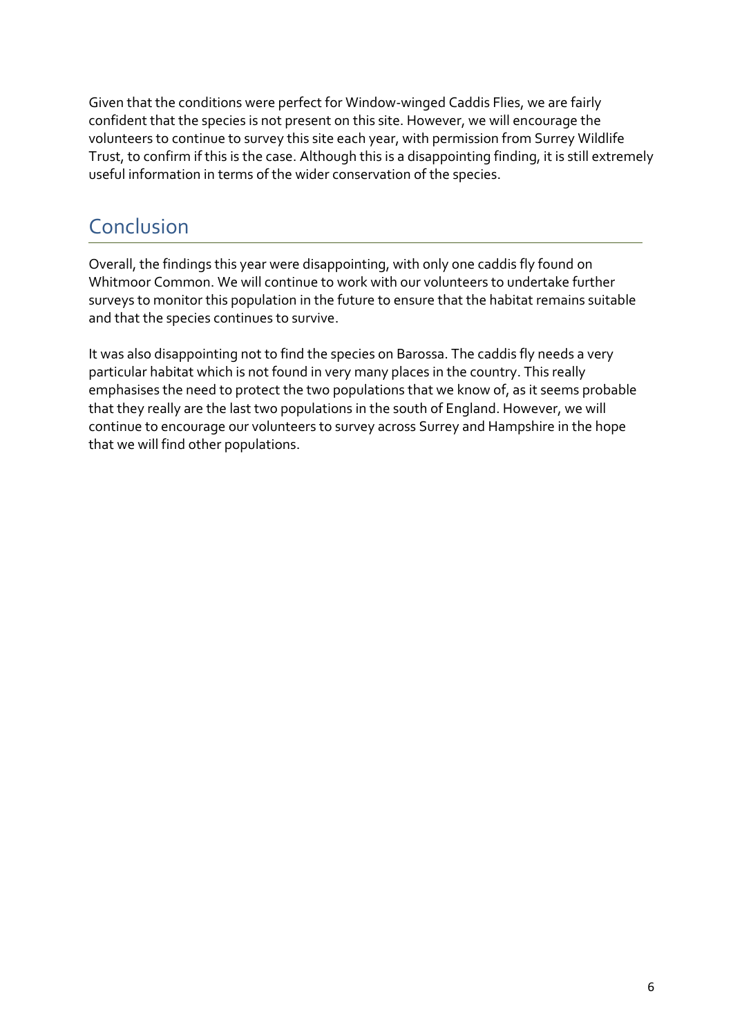Given that the conditions were perfect for Window-winged Caddis Flies, we are fairly confident that the species is not present on this site. However, we will encourage the volunteers to continue to survey this site each year, with permission from Surrey Wildlife Trust, to confirm if this is the case. Although this is a disappointing finding, it is still extremely useful information in terms of the wider conservation of the species.

## Conclusion

Overall, the findings this year were disappointing, with only one caddis fly found on Whitmoor Common. We will continue to work with our volunteers to undertake further surveys to monitor this population in the future to ensure that the habitat remains suitable and that the species continues to survive.

It was also disappointing not to find the species on Barossa. The caddis fly needs a very particular habitat which is not found in very many places in the country. This really emphasises the need to protect the two populations that we know of, as it seems probable that they really are the last two populations in the south of England. However, we will continue to encourage our volunteers to survey across Surrey and Hampshire in the hope that we will find other populations.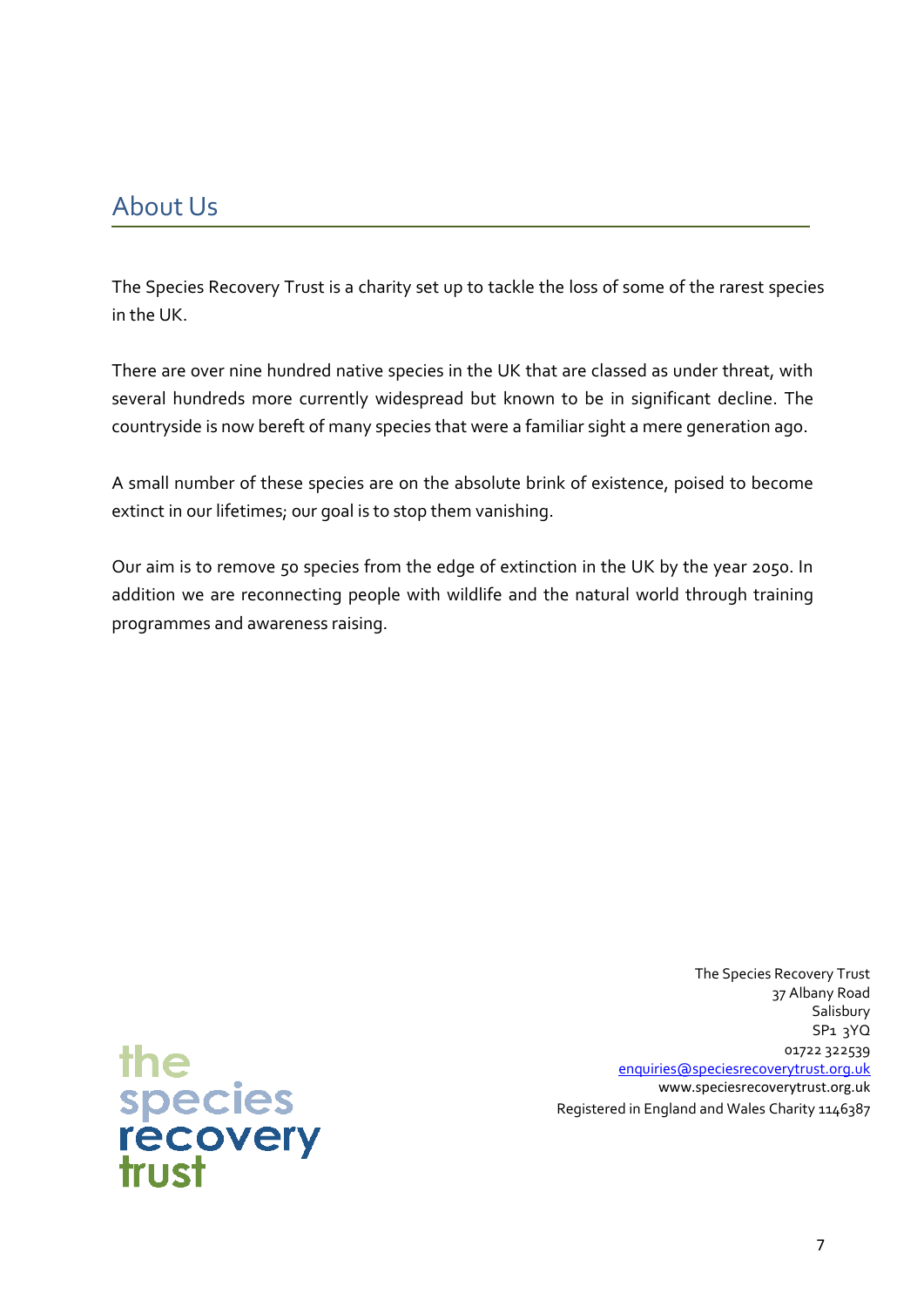## About Us

The Species Recovery Trust is a charity set up to tackle the loss of some of the rarest species in the UK.

There are over nine hundred native species in the UK that are classed as under threat, with several hundreds more currently widespread but known to be in significant decline. The countryside is now bereft of many species that were a familiar sight a mere generation ago.

A small number of these species are on the absolute brink of existence, poised to become extinct in our lifetimes; our goal is to stop them vanishing.

Our aim is to remove 50 species from the edge of extinction in the UK by the year 2050. In addition we are reconnecting people with wildlife and the natural world through training programmes and awareness raising.

the
species
recovery
trust

The Species Recovery Trust
37 Albany Road
Salisbury
SP1 3YQ
01722 322539
enquiries@speciesrecoverytrust.org.uk
www.speciesrecoverytrust.org.uk
Registered in England and Wales Charity 1146387